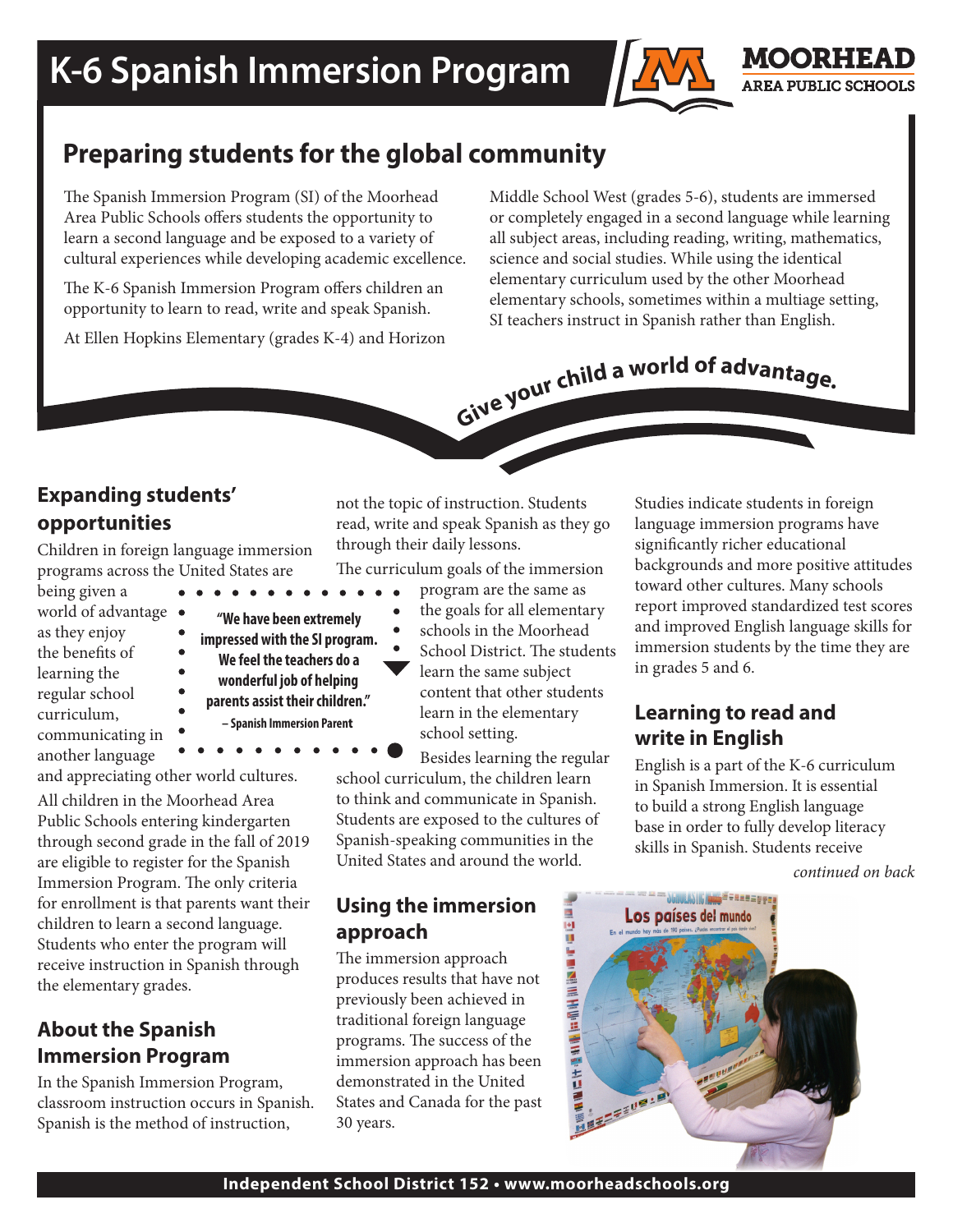# K-6 Spanish Immersion Program

MOORHEAD AREA PUBLIC SCHOOLS

## Preparing students for the global community

The Spanish Immersion Program (SI) of the Moorhead Area Public Schools offers students the opportunity to learn a second language and be exposed to a variety of cultural experiences while developing academic excellence.

The K-6 Spanish Immersion Program offers children an opportunity to learn to read, write and speak Spanish.

At Ellen Hopkins Elementary (grades K-4) and Horizon Middle School West (grades 5-6), students are immersed or completely engaged in a second language while learning all subject areas, including reading, writing, mathematics, science and social studies. While using the identical elementary curriculum used by the other Moorhead elementary schools, sometimes within a multiage setting, SI teachers instruct in Spanish rather than English.

*Give your child a world of advantage.*

### Expanding students' opportunities

Children in foreign language immersion programs across the United States are being given a world of advantage as they enjoy the benefits of learning the regular school curriculum, communicating in another language and appreciating other world cultures.

> **"We have been extremely impressed with the SI program. We feel the teachers do a wonderful job of helping parents assist their children."**
>
> **– Spanish Immersion Parent**

All children in the Moorhead Area Public Schools entering kindergarten through second grade in the fall of 2019 are eligible to register for the Spanish Immersion Program. The only criteria for enrollment is that parents want their children to learn a second language. Students who enter the program will receive instruction in Spanish through the elementary grades.

### About the Spanish Immersion Program

In the Spanish Immersion Program, classroom instruction occurs in Spanish. Spanish is the method of instruction, not the topic of instruction. Students read, write and speak Spanish as they go through their daily lessons.

The curriculum goals of the immersion program are the same as the goals for all elementary schools in the Moorhead School District. The students learn the same subject content that other students learn in the elementary school setting.

Besides learning the regular school curriculum, the children learn to think and communicate in Spanish. Students are exposed to the cultures of Spanish-speaking communities in the United States and around the world.

### Using the immersion approach

The immersion approach produces results that have not previously been achieved in traditional foreign language programs. The success of the immersion approach has been demonstrated in the United States and Canada for the past 30 years.

Studies indicate students in foreign language immersion programs have significantly richer educational backgrounds and more positive attitudes toward other cultures. Many schools report improved standardized test scores and improved English language skills for immersion students by the time they are in grades 5 and 6.

### Learning to read and write in English

English is a part of the K-6 curriculum in Spanish Immersion. It is essential to build a strong English language base in order to fully develop literacy skills in Spanish. Students receive

*continued on back*

Independent School District 152 • www.moorheadschools.org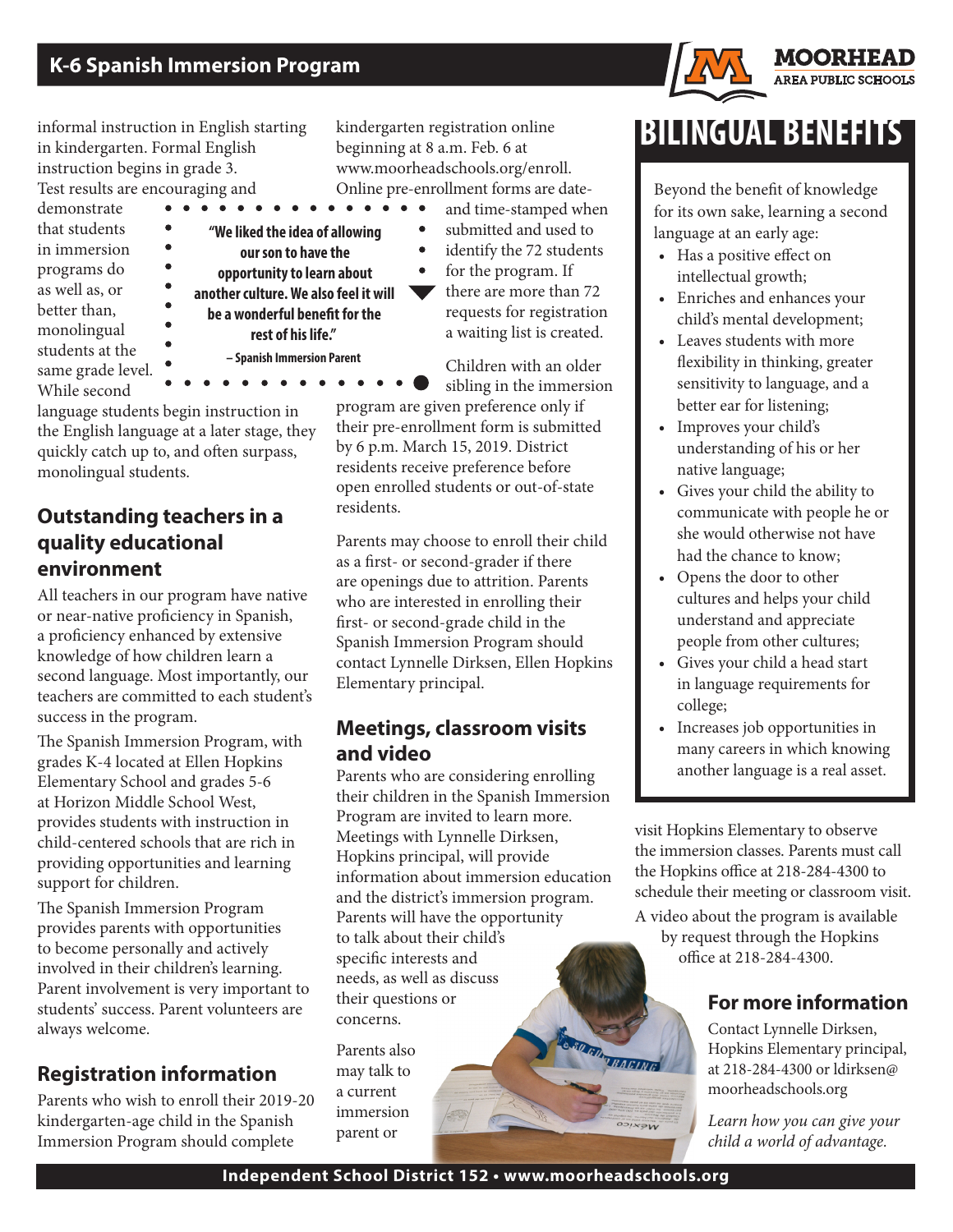informal instruction in English starting in kindergarten. Formal English instruction begins in grade 3. Test results are encouraging and demonstrate that students in immersion programs do as well as, or better than, monolingual students at the same grade level. While second language students begin instruction in the English language at a later stage, they quickly catch up to, and often surpass, monolingual students.

**"We liked the idea of allowing our son to have the opportunity to learn about another culture. We also feel it will be a wonderful benefit for the rest of his life."**

**– Spanish Immersion Parent**

## Outstanding teachers in a quality educational environment

All teachers in our program have native or near-native proficiency in Spanish, a proficiency enhanced by extensive knowledge of how children learn a second language. Most importantly, our teachers are committed to each student's success in the program.

The Spanish Immersion Program, with grades K-4 located at Ellen Hopkins Elementary School and grades 5-6 at Horizon Middle School West, provides students with instruction in child-centered schools that are rich in providing opportunities and learning support for children.

The Spanish Immersion Program provides parents with opportunities to become personally and actively involved in their children's learning. Parent involvement is very important to students' success. Parent volunteers are always welcome.

## Registration information

Parents who wish to enroll their 2019-20 kindergarten-age child in the Spanish Immersion Program should complete kindergarten registration online beginning at 8 a.m. Feb. 6 at www.moorheadschools.org/enroll. Online pre-enrollment forms are date- and time-stamped when submitted and used to identify the 72 students for the program. If there are more than 72 requests for registration a waiting list is created.

Children with an older sibling in the immersion program are given preference only if their pre-enrollment form is submitted by 6 p.m. March 15, 2019. District residents receive preference before open enrolled students or out-of-state residents.

Parents may choose to enroll their child as a first- or second-grader if there are openings due to attrition. Parents who are interested in enrolling their first- or second-grade child in the Spanish Immersion Program should contact Lynnelle Dirksen, Ellen Hopkins Elementary principal.

## Meetings, classroom visits and video

Parents who are considering enrolling their children in the Spanish Immersion Program are invited to learn more. Meetings with Lynnelle Dirksen, Hopkins principal, will provide information about immersion education and the district's immersion program. Parents will have the opportunity to talk about their child's specific interests and needs, as well as discuss their questions or concerns.

Parents also may talk to a current immersion parent or visit Hopkins Elementary to observe the immersion classes. Parents must call the Hopkins office at 218-284-4300 to schedule their meeting or classroom visit.

A video about the program is available by request through the Hopkins office at 218-284-4300.

# BILINGUAL BENEFITS

Beyond the benefit of knowledge for its own sake, learning a second language at an early age:

- Has a positive effect on intellectual growth;
- Enriches and enhances your child's mental development;
- Leaves students with more flexibility in thinking, greater sensitivity to language, and a better ear for listening;
- Improves your child's understanding of his or her native language;
- Gives your child the ability to communicate with people he or she would otherwise not have had the chance to know;
- Opens the door to other cultures and helps your child understand and appreciate people from other cultures;
- Gives your child a head start in language requirements for college;
- Increases job opportunities in many careers in which knowing another language is a real asset.

## For more information

Contact Lynnelle Dirksen, Hopkins Elementary principal, at 218-284-4300 or ldirksen@moorheadschools.org

*Learn how you can give your child a world of advantage.*